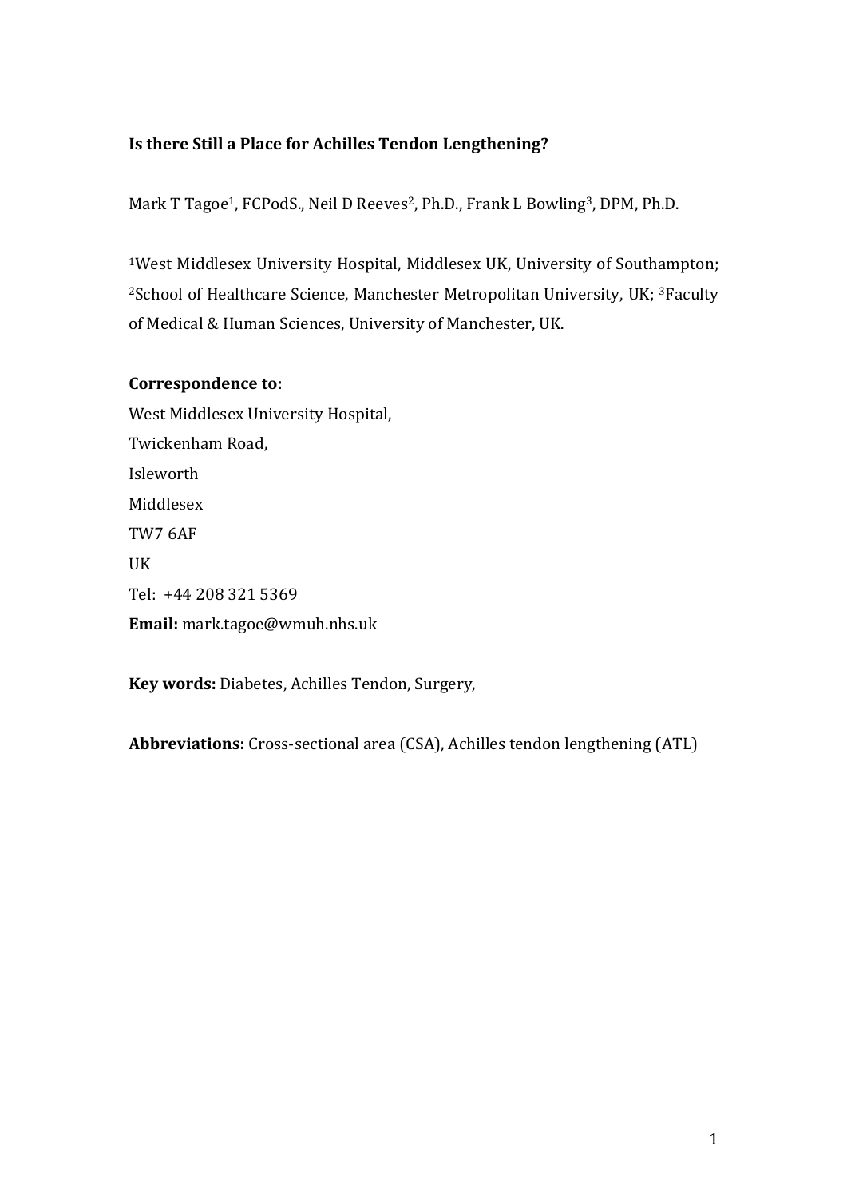# Is there Still a Place for Achilles Tendon Lengthening?

Mark T Tagoe[1], FCPodS., Neil D Reeves[2], Ph.D., Frank L Bowling[3], DPM, Ph.D.

[1]West Middlesex University Hospital, Middlesex UK, University of Southampton; [2]School of Healthcare Science, Manchester Metropolitan University, UK; [3]Faculty of Medical & Human Sciences, University of Manchester, UK.

**Correspondence to:**
West Middlesex University Hospital,
Twickenham Road,
Isleworth
Middlesex
TW7 6AF
UK
Tel: +44 208 321 5369
**Email:** mark.tagoe@wmuh.nhs.uk

**Key words:** Diabetes, Achilles Tendon, Surgery,

**Abbreviations:** Cross-sectional area (CSA), Achilles tendon lengthening (ATL)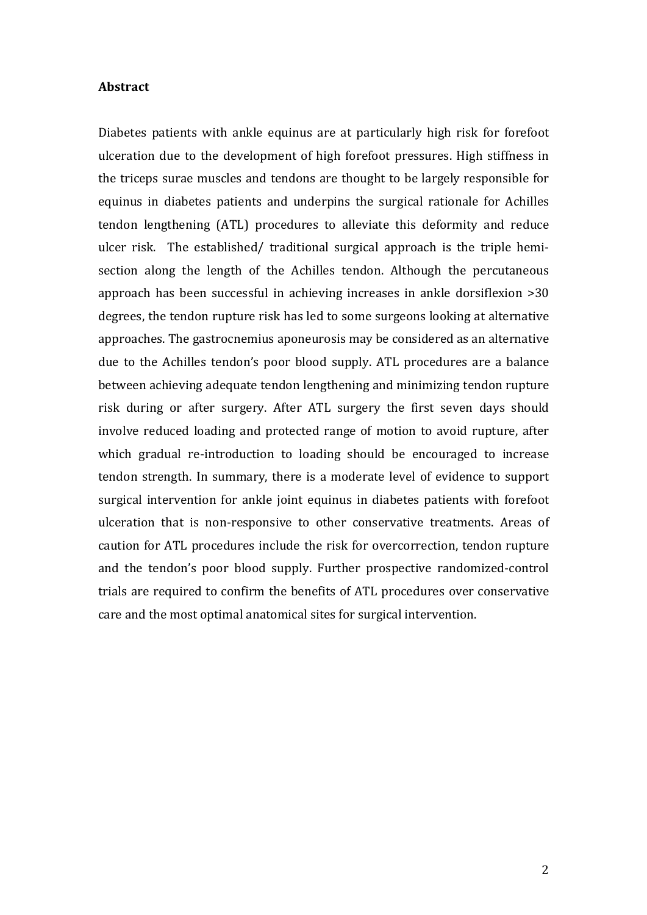**Abstract**

Diabetes patients with ankle equinus are at particularly high risk for forefoot ulceration due to the development of high forefoot pressures. High stiffness in the triceps surae muscles and tendons are thought to be largely responsible for equinus in diabetes patients and underpins the surgical rationale for Achilles tendon lengthening (ATL) procedures to alleviate this deformity and reduce ulcer risk. The established/ traditional surgical approach is the triple hemi-section along the length of the Achilles tendon. Although the percutaneous approach has been successful in achieving increases in ankle dorsiflexion >30 degrees, the tendon rupture risk has led to some surgeons looking at alternative approaches. The gastrocnemius aponeurosis may be considered as an alternative due to the Achilles tendon's poor blood supply. ATL procedures are a balance between achieving adequate tendon lengthening and minimizing tendon rupture risk during or after surgery. After ATL surgery the first seven days should involve reduced loading and protected range of motion to avoid rupture, after which gradual re-introduction to loading should be encouraged to increase tendon strength. In summary, there is a moderate level of evidence to support surgical intervention for ankle joint equinus in diabetes patients with forefoot ulceration that is non-responsive to other conservative treatments. Areas of caution for ATL procedures include the risk for overcorrection, tendon rupture and the tendon's poor blood supply. Further prospective randomized-control trials are required to confirm the benefits of ATL procedures over conservative care and the most optimal anatomical sites for surgical intervention.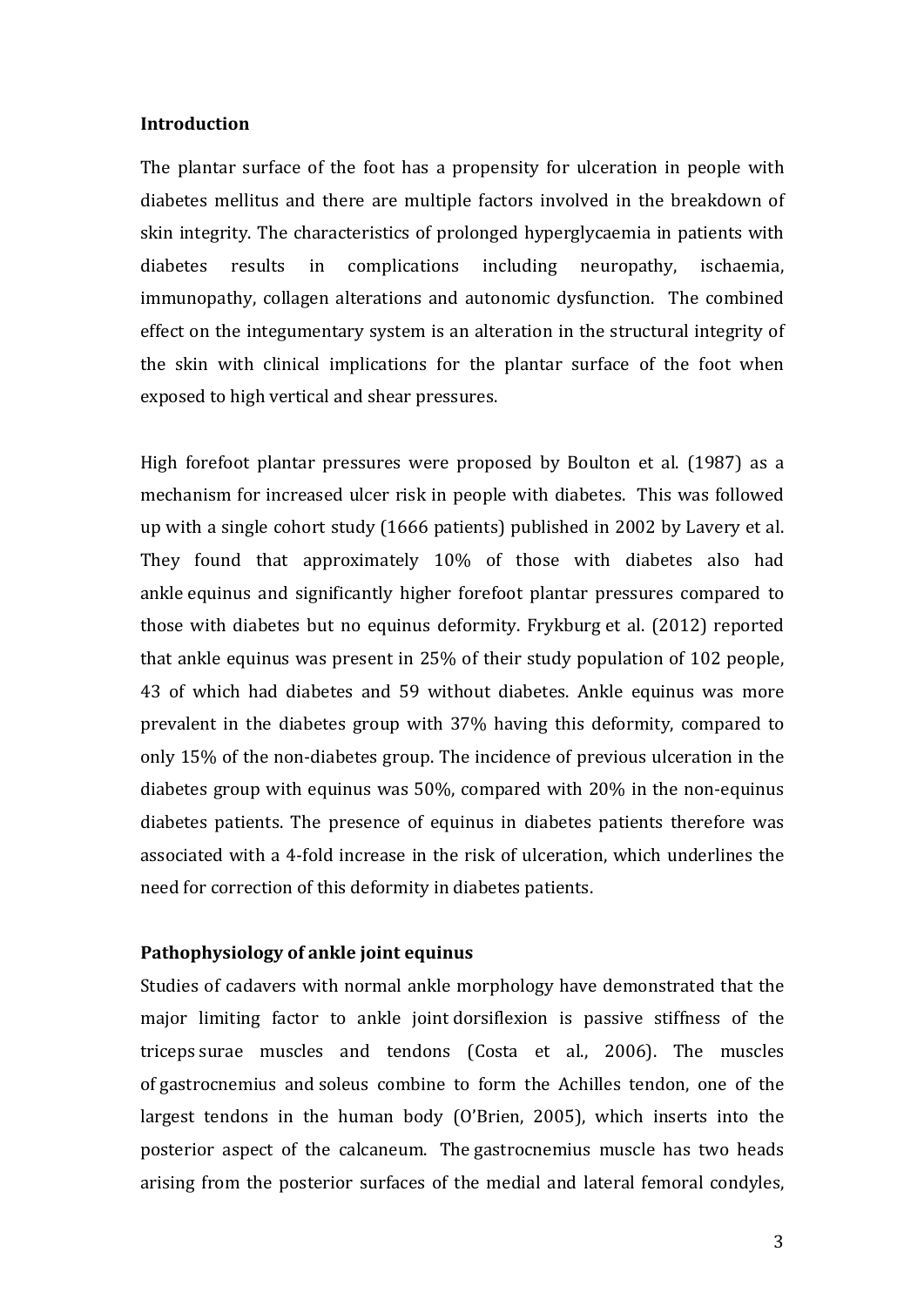## Introduction

The plantar surface of the foot has a propensity for ulceration in people with diabetes mellitus and there are multiple factors involved in the breakdown of skin integrity. The characteristics of prolonged hyperglycaemia in patients with diabetes results in complications including neuropathy, ischaemia, immunopathy, collagen alterations and autonomic dysfunction. The combined effect on the integumentary system is an alteration in the structural integrity of the skin with clinical implications for the plantar surface of the foot when exposed to high vertical and shear pressures.

High forefoot plantar pressures were proposed by Boulton et al. (1987) as a mechanism for increased ulcer risk in people with diabetes. This was followed up with a single cohort study (1666 patients) published in 2002 by Lavery et al. They found that approximately 10% of those with diabetes also had ankle equinus and significantly higher forefoot plantar pressures compared to those with diabetes but no equinus deformity. Frykburg et al. (2012) reported that ankle equinus was present in 25% of their study population of 102 people, 43 of which had diabetes and 59 without diabetes. Ankle equinus was more prevalent in the diabetes group with 37% having this deformity, compared to only 15% of the non-diabetes group. The incidence of previous ulceration in the diabetes group with equinus was 50%, compared with 20% in the non-equinus diabetes patients. The presence of equinus in diabetes patients therefore was associated with a 4-fold increase in the risk of ulceration, which underlines the need for correction of this deformity in diabetes patients.

## Pathophysiology of ankle joint equinus

Studies of cadavers with normal ankle morphology have demonstrated that the major limiting factor to ankle joint dorsiflexion is passive stiffness of the triceps surae muscles and tendons (Costa et al., 2006). The muscles of gastrocnemius and soleus combine to form the Achilles tendon, one of the largest tendons in the human body (O'Brien, 2005), which inserts into the posterior aspect of the calcaneum. The gastrocnemius muscle has two heads arising from the posterior surfaces of the medial and lateral femoral condyles,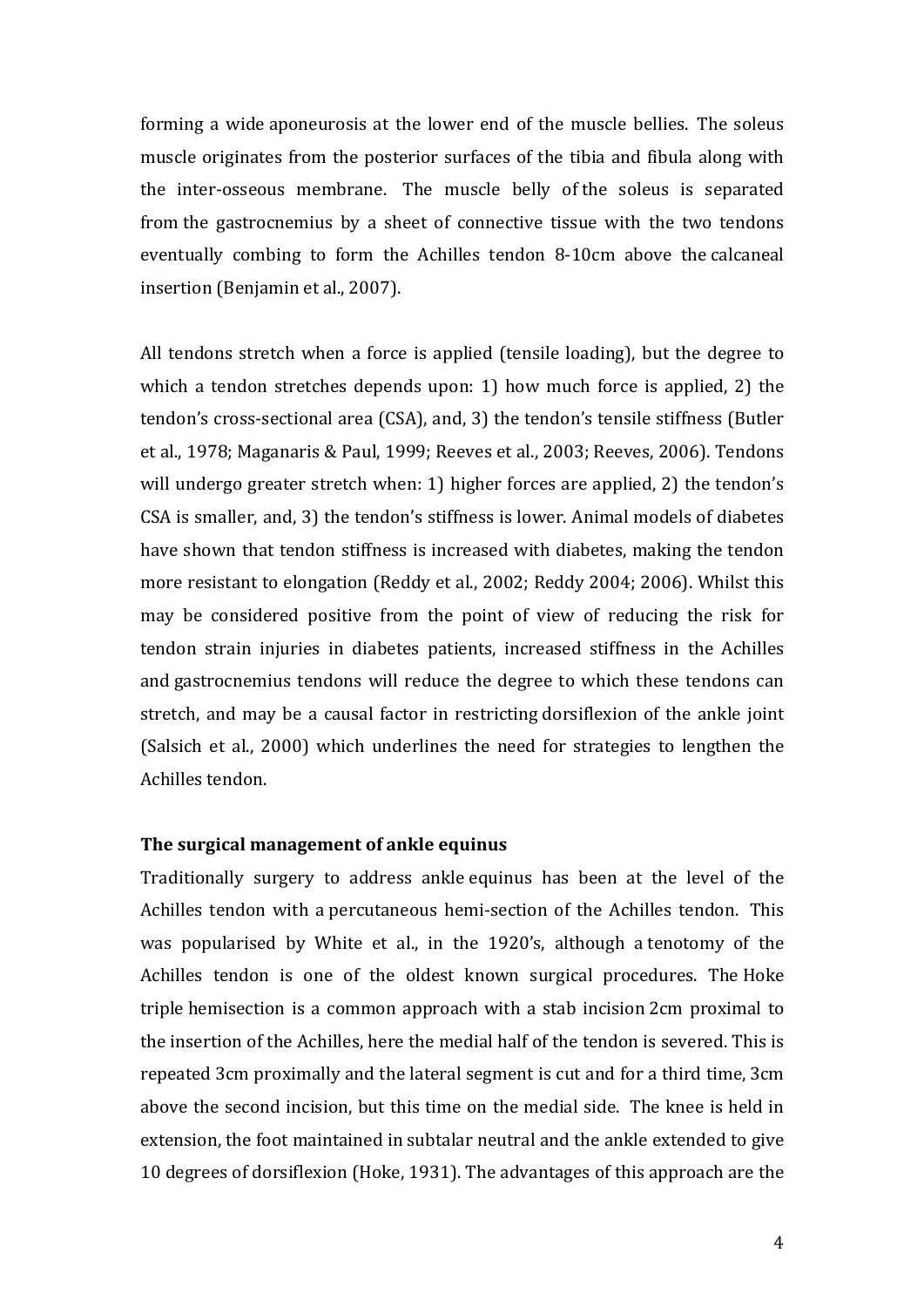forming a wide aponeurosis at the lower end of the muscle bellies. The soleus muscle originates from the posterior surfaces of the tibia and fibula along with the inter-osseous membrane. The muscle belly of the soleus is separated from the gastrocnemius by a sheet of connective tissue with the two tendons eventually combing to form the Achilles tendon 8-10cm above the calcaneal insertion (Benjamin et al., 2007).

All tendons stretch when a force is applied (tensile loading), but the degree to which a tendon stretches depends upon: 1) how much force is applied, 2) the tendon's cross-sectional area (CSA), and, 3) the tendon's tensile stiffness (Butler et al., 1978; Maganaris & Paul, 1999; Reeves et al., 2003; Reeves, 2006). Tendons will undergo greater stretch when: 1) higher forces are applied, 2) the tendon's CSA is smaller, and, 3) the tendon's stiffness is lower. Animal models of diabetes have shown that tendon stiffness is increased with diabetes, making the tendon more resistant to elongation (Reddy et al., 2002; Reddy 2004; 2006). Whilst this may be considered positive from the point of view of reducing the risk for tendon strain injuries in diabetes patients, increased stiffness in the Achilles and gastrocnemius tendons will reduce the degree to which these tendons can stretch, and may be a causal factor in restricting dorsiflexion of the ankle joint (Salsich et al., 2000) which underlines the need for strategies to lengthen the Achilles tendon.

**The surgical management of ankle equinus**

Traditionally surgery to address ankle equinus has been at the level of the Achilles tendon with a percutaneous hemi-section of the Achilles tendon. This was popularised by White et al., in the 1920's, although a tenotomy of the Achilles tendon is one of the oldest known surgical procedures. The Hoke triple hemisection is a common approach with a stab incision 2cm proximal to the insertion of the Achilles, here the medial half of the tendon is severed. This is repeated 3cm proximally and the lateral segment is cut and for a third time, 3cm above the second incision, but this time on the medial side. The knee is held in extension, the foot maintained in subtalar neutral and the ankle extended to give 10 degrees of dorsiflexion (Hoke, 1931). The advantages of this approach are the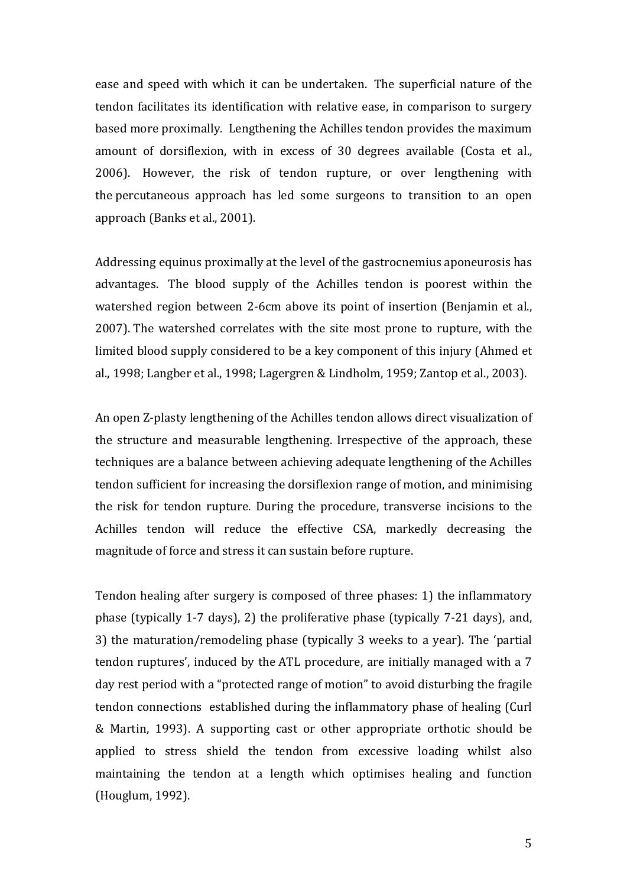ease and speed with which it can be undertaken. The superficial nature of the tendon facilitates its identification with relative ease, in comparison to surgery based more proximally. Lengthening the Achilles tendon provides the maximum amount of dorsiflexion, with in excess of 30 degrees available (Costa et al., 2006). However, the risk of tendon rupture, or over lengthening with the percutaneous approach has led some surgeons to transition to an open approach (Banks et al., 2001).

Addressing equinus proximally at the level of the gastrocnemius aponeurosis has advantages. The blood supply of the Achilles tendon is poorest within the watershed region between 2-6cm above its point of insertion (Benjamin et al., 2007). The watershed correlates with the site most prone to rupture, with the limited blood supply considered to be a key component of this injury (Ahmed et al., 1998; Langber et al., 1998; Lagergren & Lindholm, 1959; Zantop et al., 2003).

An open Z-plasty lengthening of the Achilles tendon allows direct visualization of the structure and measurable lengthening. Irrespective of the approach, these techniques are a balance between achieving adequate lengthening of the Achilles tendon sufficient for increasing the dorsiflexion range of motion, and minimising the risk for tendon rupture. During the procedure, transverse incisions to the Achilles tendon will reduce the effective CSA, markedly decreasing the magnitude of force and stress it can sustain before rupture.

Tendon healing after surgery is composed of three phases: 1) the inflammatory phase (typically 1-7 days), 2) the proliferative phase (typically 7-21 days), and, 3) the maturation/remodeling phase (typically 3 weeks to a year). The 'partial tendon ruptures', induced by the ATL procedure, are initially managed with a 7 day rest period with a "protected range of motion" to avoid disturbing the fragile tendon connections established during the inflammatory phase of healing (Curl & Martin, 1993). A supporting cast or other appropriate orthotic should be applied to stress shield the tendon from excessive loading whilst also maintaining the tendon at a length which optimises healing and function (Houglum, 1992).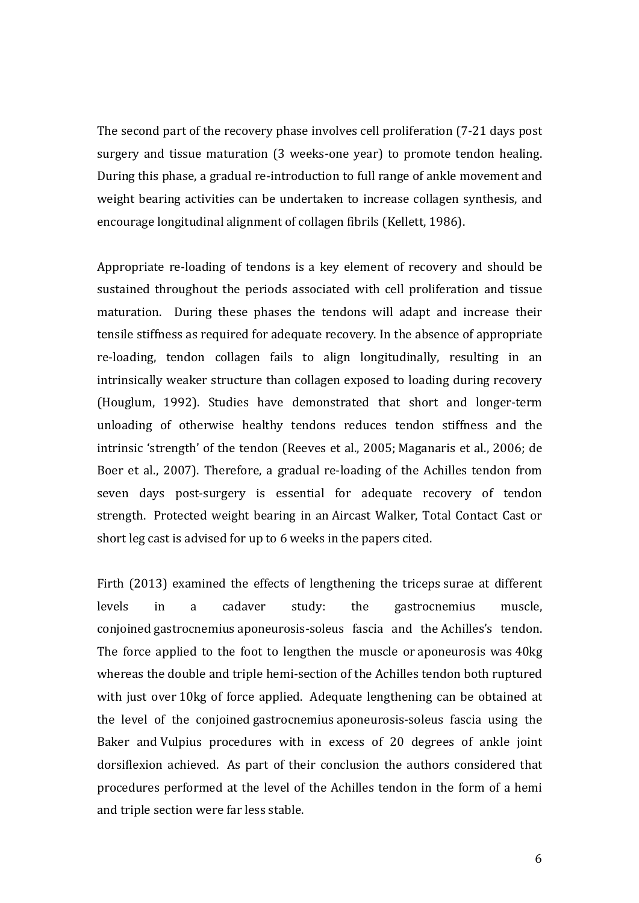The second part of the recovery phase involves cell proliferation (7-21 days post surgery and tissue maturation (3 weeks-one year) to promote tendon healing. During this phase, a gradual re-introduction to full range of ankle movement and weight bearing activities can be undertaken to increase collagen synthesis, and encourage longitudinal alignment of collagen fibrils (Kellett, 1986).

Appropriate re-loading of tendons is a key element of recovery and should be sustained throughout the periods associated with cell proliferation and tissue maturation. During these phases the tendons will adapt and increase their tensile stiffness as required for adequate recovery. In the absence of appropriate re-loading, tendon collagen fails to align longitudinally, resulting in an intrinsically weaker structure than collagen exposed to loading during recovery (Houglum, 1992). Studies have demonstrated that short and longer-term unloading of otherwise healthy tendons reduces tendon stiffness and the intrinsic 'strength' of the tendon (Reeves et al., 2005; Maganaris et al., 2006; de Boer et al., 2007). Therefore, a gradual re-loading of the Achilles tendon from seven days post-surgery is essential for adequate recovery of tendon strength. Protected weight bearing in an Aircast Walker, Total Contact Cast or short leg cast is advised for up to 6 weeks in the papers cited.

Firth (2013) examined the effects of lengthening the triceps surae at different levels in a cadaver study: the gastrocnemius muscle, conjoined gastrocnemius aponeurosis-soleus fascia and the Achilles's tendon. The force applied to the foot to lengthen the muscle or aponeurosis was 40kg whereas the double and triple hemi-section of the Achilles tendon both ruptured with just over 10kg of force applied. Adequate lengthening can be obtained at the level of the conjoined gastrocnemius aponeurosis-soleus fascia using the Baker and Vulpius procedures with in excess of 20 degrees of ankle joint dorsiflexion achieved. As part of their conclusion the authors considered that procedures performed at the level of the Achilles tendon in the form of a hemi and triple section were far less stable.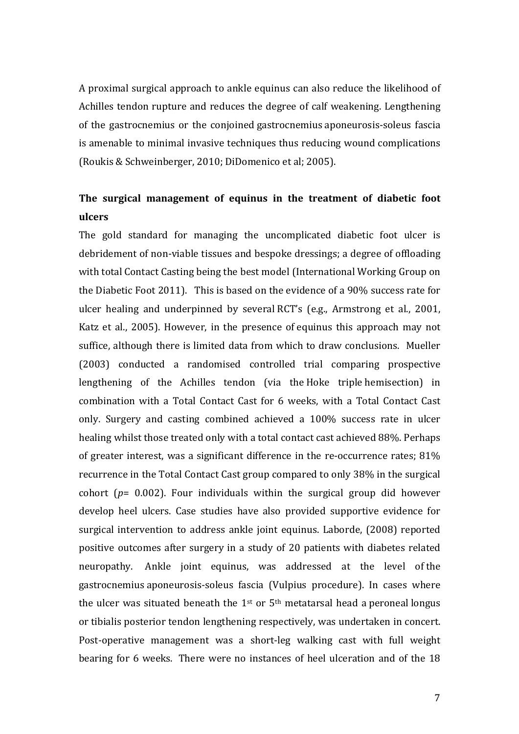A proximal surgical approach to ankle equinus can also reduce the likelihood of Achilles tendon rupture and reduces the degree of calf weakening. Lengthening of the gastrocnemius or the conjoined gastrocnemius aponeurosis-soleus fascia is amenable to minimal invasive techniques thus reducing wound complications (Roukis & Schweinberger, 2010; DiDomenico et al; 2005).

## The surgical management of equinus in the treatment of diabetic foot ulcers

The gold standard for managing the uncomplicated diabetic foot ulcer is debridement of non-viable tissues and bespoke dressings; a degree of offloading with total Contact Casting being the best model (International Working Group on the Diabetic Foot 2011). This is based on the evidence of a 90% success rate for ulcer healing and underpinned by several RCT's (e.g., Armstrong et al., 2001, Katz et al., 2005). However, in the presence of equinus this approach may not suffice, although there is limited data from which to draw conclusions. Mueller (2003) conducted a randomised controlled trial comparing prospective lengthening of the Achilles tendon (via the Hoke triple hemisection) in combination with a Total Contact Cast for 6 weeks, with a Total Contact Cast only. Surgery and casting combined achieved a 100% success rate in ulcer healing whilst those treated only with a total contact cast achieved 88%. Perhaps of greater interest, was a significant difference in the re-occurrence rates; 81% recurrence in the Total Contact Cast group compared to only 38% in the surgical cohort ($p$= 0.002). Four individuals within the surgical group did however develop heel ulcers. Case studies have also provided supportive evidence for surgical intervention to address ankle joint equinus. Laborde, (2008) reported positive outcomes after surgery in a study of 20 patients with diabetes related neuropathy. Ankle joint equinus, was addressed at the level of the gastrocnemius aponeurosis-soleus fascia (Vulpius procedure). In cases where the ulcer was situated beneath the 1st or 5th metatarsal head a peroneal longus or tibialis posterior tendon lengthening respectively, was undertaken in concert. Post-operative management was a short-leg walking cast with full weight bearing for 6 weeks. There were no instances of heel ulceration and of the 18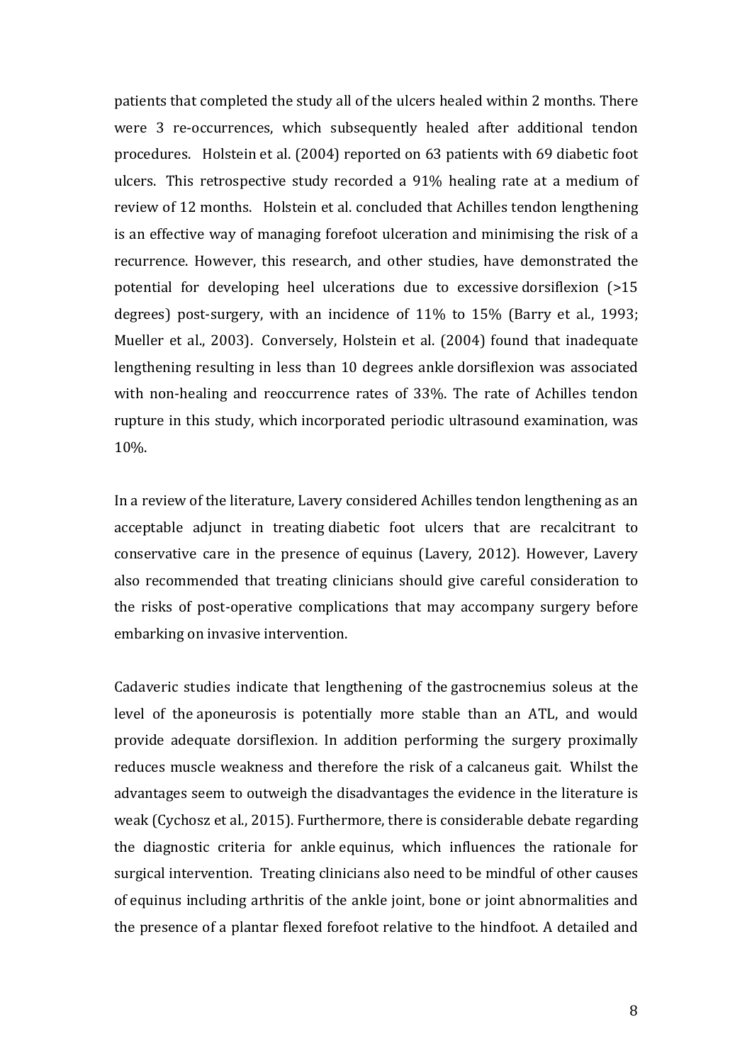patients that completed the study all of the ulcers healed within 2 months. There were 3 re-occurrences, which subsequently healed after additional tendon procedures. Holstein et al. (2004) reported on 63 patients with 69 diabetic foot ulcers. This retrospective study recorded a 91% healing rate at a medium of review of 12 months. Holstein et al. concluded that Achilles tendon lengthening is an effective way of managing forefoot ulceration and minimising the risk of a recurrence. However, this research, and other studies, have demonstrated the potential for developing heel ulcerations due to excessive dorsiflexion (>15 degrees) post-surgery, with an incidence of 11% to 15% (Barry et al., 1993; Mueller et al., 2003). Conversely, Holstein et al. (2004) found that inadequate lengthening resulting in less than 10 degrees ankle dorsiflexion was associated with non-healing and reoccurrence rates of 33%. The rate of Achilles tendon rupture in this study, which incorporated periodic ultrasound examination, was 10%.

In a review of the literature, Lavery considered Achilles tendon lengthening as an acceptable adjunct in treating diabetic foot ulcers that are recalcitrant to conservative care in the presence of equinus (Lavery, 2012). However, Lavery also recommended that treating clinicians should give careful consideration to the risks of post-operative complications that may accompany surgery before embarking on invasive intervention.

Cadaveric studies indicate that lengthening of the gastrocnemius soleus at the level of the aponeurosis is potentially more stable than an ATL, and would provide adequate dorsiflexion. In addition performing the surgery proximally reduces muscle weakness and therefore the risk of a calcaneus gait. Whilst the advantages seem to outweigh the disadvantages the evidence in the literature is weak (Cychosz et al., 2015). Furthermore, there is considerable debate regarding the diagnostic criteria for ankle equinus, which influences the rationale for surgical intervention. Treating clinicians also need to be mindful of other causes of equinus including arthritis of the ankle joint, bone or joint abnormalities and the presence of a plantar flexed forefoot relative to the hindfoot. A detailed and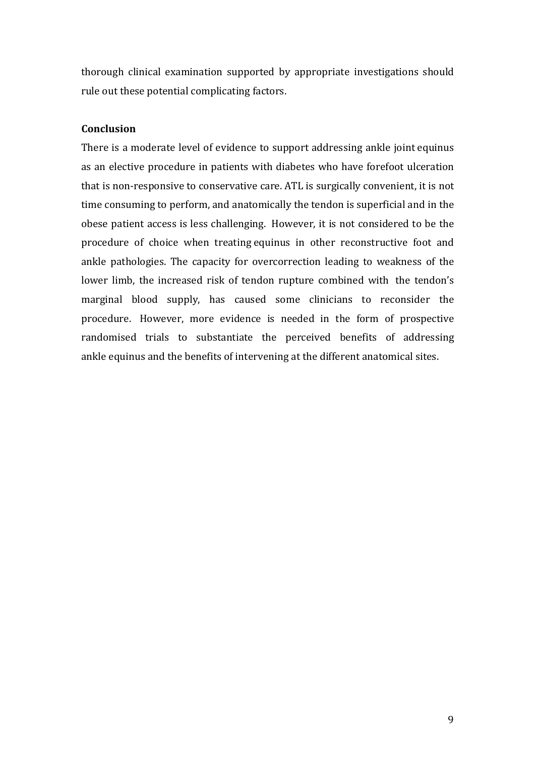thorough clinical examination supported by appropriate investigations should rule out these potential complicating factors.

**Conclusion**

There is a moderate level of evidence to support addressing ankle joint equinus as an elective procedure in patients with diabetes who have forefoot ulceration that is non-responsive to conservative care. ATL is surgically convenient, it is not time consuming to perform, and anatomically the tendon is superficial and in the obese patient access is less challenging. However, it is not considered to be the procedure of choice when treating equinus in other reconstructive foot and ankle pathologies. The capacity for overcorrection leading to weakness of the lower limb, the increased risk of tendon rupture combined with the tendon's marginal blood supply, has caused some clinicians to reconsider the procedure. However, more evidence is needed in the form of prospective randomised trials to substantiate the perceived benefits of addressing ankle equinus and the benefits of intervening at the different anatomical sites.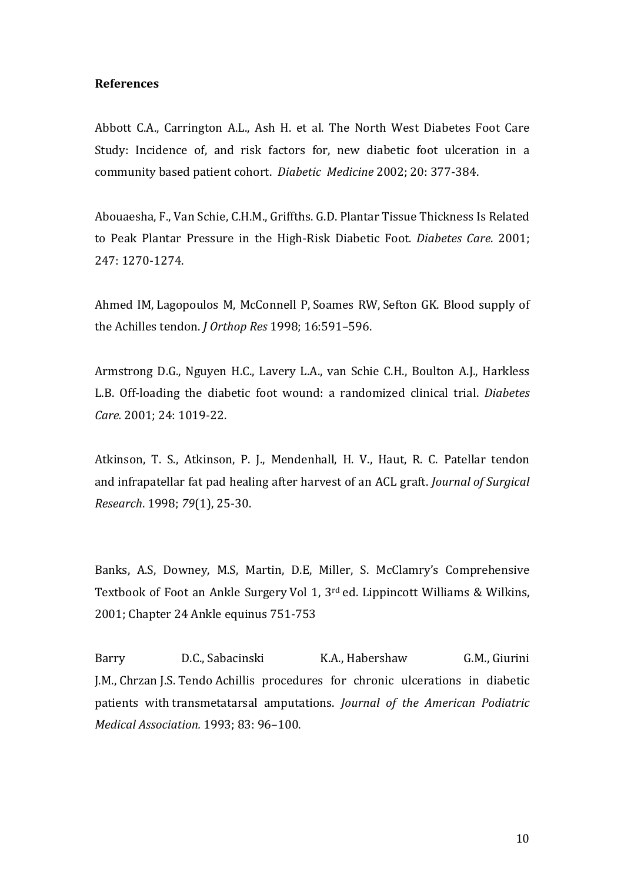**References**

Abbott C.A., Carrington A.L., Ash H. et al. The North West Diabetes Foot Care Study: Incidence of, and risk factors for, new diabetic foot ulceration in a community based patient cohort. *Diabetic Medicine* 2002; 20: 377-384.

Abouaesha, F., Van Schie, C.H.M., Griffths. G.D. Plantar Tissue Thickness Is Related to Peak Plantar Pressure in the High-Risk Diabetic Foot. *Diabetes Care*. 2001; 247: 1270-1274.

Ahmed IM, Lagopoulos M, McConnell P, Soames RW, Sefton GK. Blood supply of the Achilles tendon. *J Orthop Res* 1998; 16:591–596.

Armstrong D.G., Nguyen H.C., Lavery L.A., van Schie C.H., Boulton A.J., Harkless L.B. Off-loading the diabetic foot wound: a randomized clinical trial. *Diabetes Care.* 2001; 24: 1019-22.

Atkinson, T. S., Atkinson, P. J., Mendenhall, H. V., Haut, R. C. Patellar tendon and infrapatellar fat pad healing after harvest of an ACL graft. *Journal of Surgical Research*. 1998; *79*(1), 25-30.

Banks, A.S, Downey, M.S, Martin, D.E, Miller, S. McClamry's Comprehensive Textbook of Foot an Ankle Surgery Vol 1, 3rd ed. Lippincott Williams & Wilkins, 2001; Chapter 24 Ankle equinus 751-753

Barry D.C., Sabacinski K.A., Habershaw G.M., Giurini J.M., Chrzan J.S. Tendo Achillis procedures for chronic ulcerations in diabetic patients with transmetatarsal amputations. *Journal of the American Podiatric Medical Association.* 1993; 83: 96–100.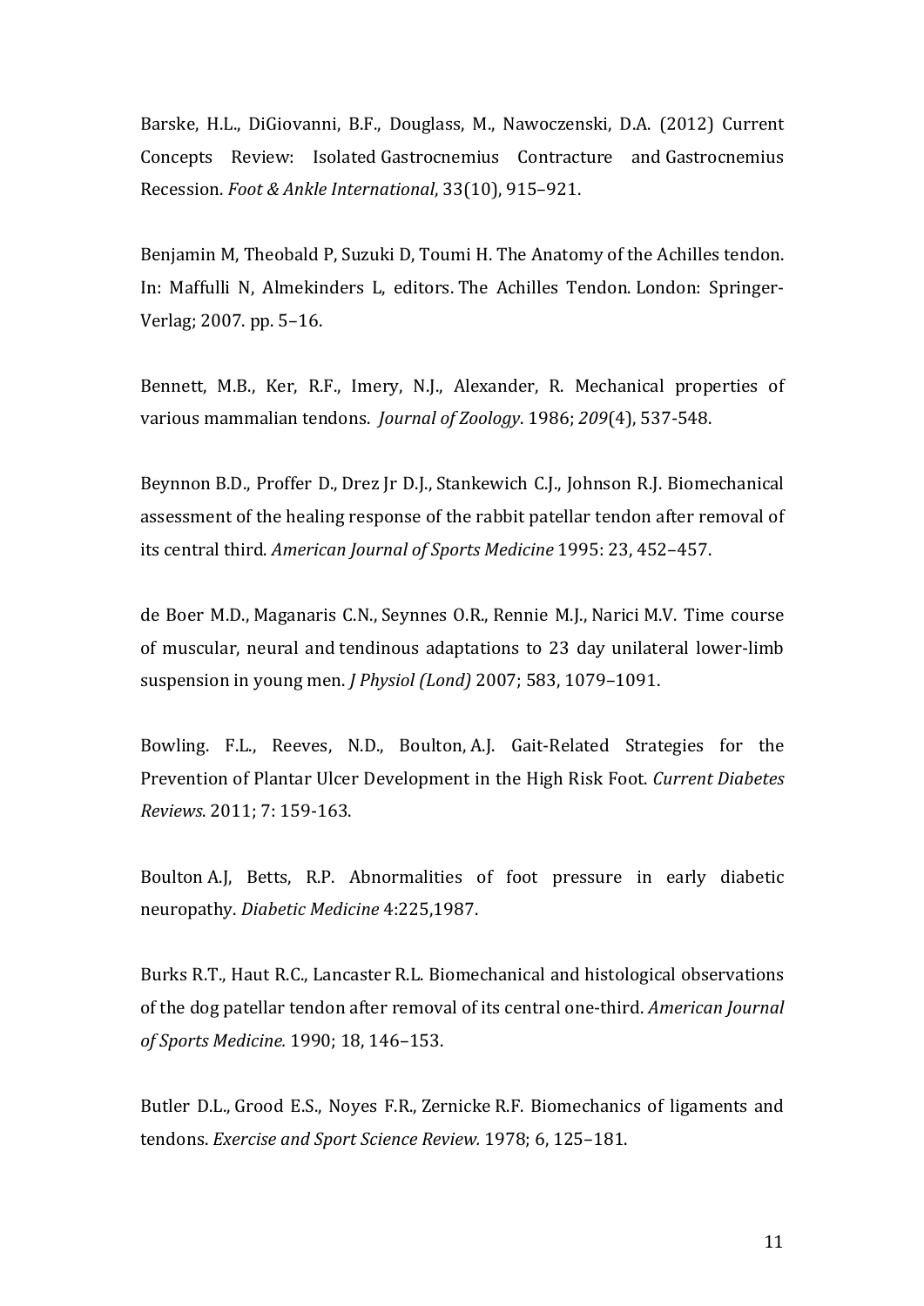Barske, H.L., DiGiovanni, B.F., Douglass, M., Nawoczenski, D.A. (2012) Current Concepts Review: Isolated Gastrocnemius Contracture and Gastrocnemius Recession. *Foot & Ankle International*, 33(10), 915–921.

Benjamin M, Theobald P, Suzuki D, Toumi H. The Anatomy of the Achilles tendon. In: Maffulli N, Almekinders L, editors. The Achilles Tendon. London: Springer-Verlag; 2007. pp. 5–16.

Bennett, M.B., Ker, R.F., Imery, N.J., Alexander, R. Mechanical properties of various mammalian tendons. *Journal of Zoology*. 1986; *209*(4), 537-548.

Beynnon B.D., Proffer D., Drez Jr D.J., Stankewich C.J., Johnson R.J. Biomechanical assessment of the healing response of the rabbit patellar tendon after removal of its central third. *American Journal of Sports Medicine* 1995: 23, 452–457.

de Boer M.D., Maganaris C.N., Seynnes O.R., Rennie M.J., Narici M.V. Time course of muscular, neural and tendinous adaptations to 23 day unilateral lower-limb suspension in young men. *J Physiol (Lond)* 2007; 583, 1079–1091.

Bowling. F.L., Reeves, N.D., Boulton, A.J. Gait-Related Strategies for the Prevention of Plantar Ulcer Development in the High Risk Foot. *Current Diabetes Reviews*. 2011; 7: 159-163.

Boulton A.J, Betts, R.P. Abnormalities of foot pressure in early diabetic neuropathy. *Diabetic Medicine* 4:225,1987.

Burks R.T., Haut R.C., Lancaster R.L. Biomechanical and histological observations of the dog patellar tendon after removal of its central one-third. *American Journal of Sports Medicine.* 1990; 18, 146–153.

Butler D.L., Grood E.S., Noyes F.R., Zernicke R.F. Biomechanics of ligaments and tendons. *Exercise and Sport Science Review.* 1978; 6, 125–181.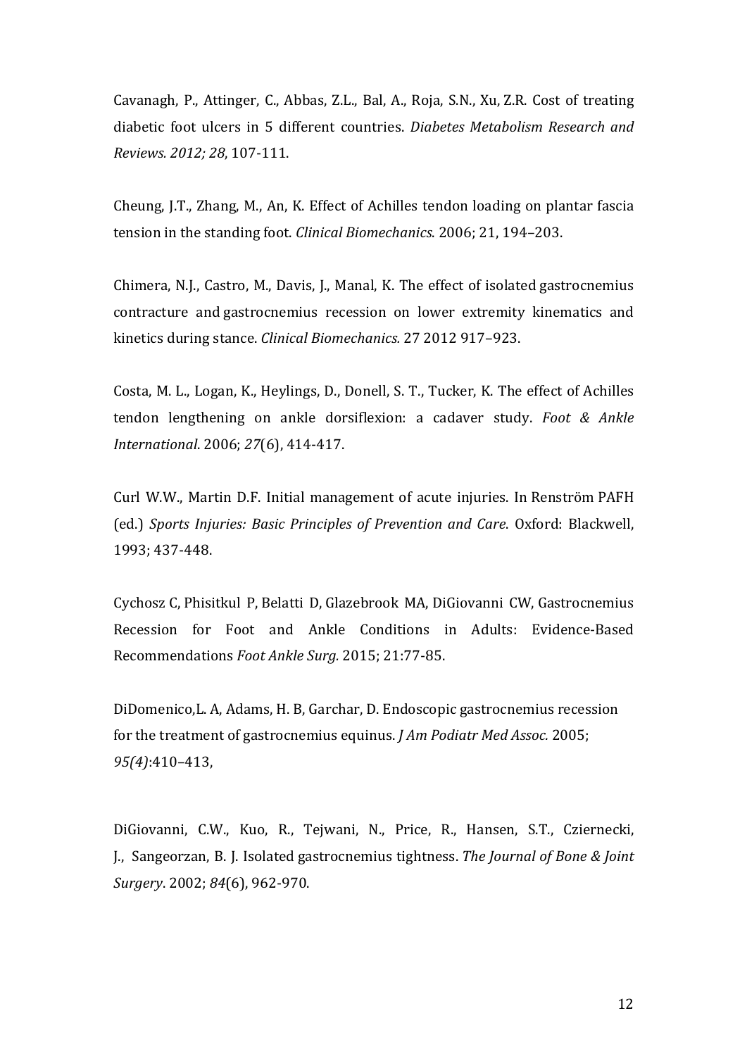Cavanagh, P., Attinger, C., Abbas, Z.L., Bal, A., Roja, S.N., Xu, Z.R. Cost of treating diabetic foot ulcers in 5 different countries. *Diabetes Metabolism Research and Reviews. 2012; 28*, 107-111.

Cheung, J.T., Zhang, M., An, K. Effect of Achilles tendon loading on plantar fascia tension in the standing foot. *Clinical Biomechanics*. 2006; 21, 194–203.

Chimera, N.J., Castro, M., Davis, J., Manal, K. The effect of isolated gastrocnemius contracture and gastrocnemius recession on lower extremity kinematics and kinetics during stance. *Clinical Biomechanics.* 27 2012 917–923.

Costa, M. L., Logan, K., Heylings, D., Donell, S. T., Tucker, K. The effect of Achilles tendon lengthening on ankle dorsiflexion: a cadaver study. *Foot & Ankle International*. 2006; *27*(6), 414-417.

Curl W.W., Martin D.F. Initial management of acute injuries. In Renström PAFH (ed.) *Sports Injuries: Basic Principles of Prevention and Care*. Oxford: Blackwell, 1993; 437-448.

Cychosz C, Phisitkul P, Belatti D, Glazebrook MA, DiGiovanni CW, Gastrocnemius Recession for Foot and Ankle Conditions in Adults: Evidence-Based Recommendations *Foot Ankle Surg.* 2015; 21:77-85.

DiDomenico,L. A, Adams, H. B, Garchar, D. Endoscopic gastrocnemius recession for the treatment of gastrocnemius equinus. *J Am Podiatr Med Assoc.* 2005; *95(4)*:410–413,

DiGiovanni, C.W., Kuo, R., Tejwani, N., Price, R., Hansen, S.T., Cziernecki, J., Sangeorzan, B. J. Isolated gastrocnemius tightness. *The Journal of Bone & Joint Surgery*. 2002; *84*(6), 962-970.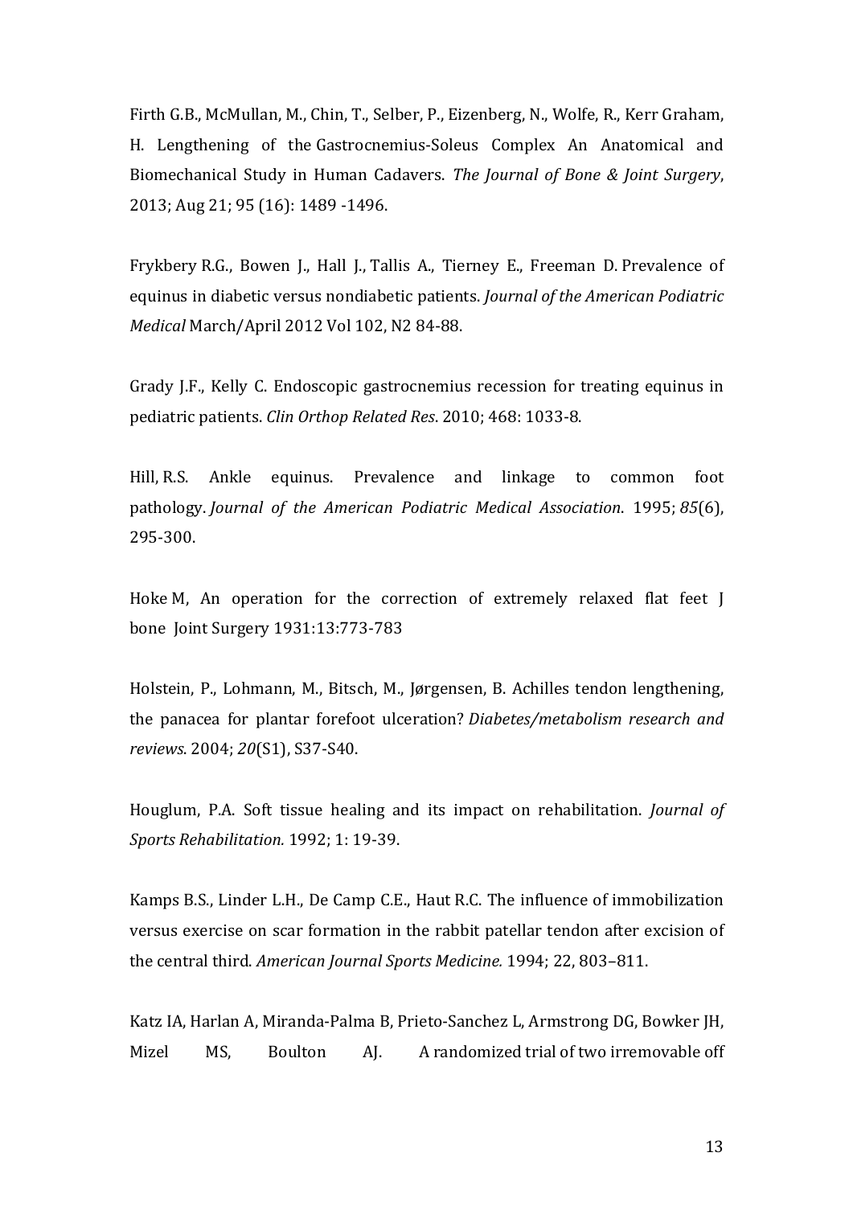Firth G.B., McMullan, M., Chin, T., Selber, P., Eizenberg, N., Wolfe, R., Kerr Graham, H. Lengthening of the Gastrocnemius-Soleus Complex An Anatomical and Biomechanical Study in Human Cadavers. *The Journal of Bone & Joint Surgery*, 2013; Aug 21; 95 (16): 1489 -1496.

Frykbery R.G., Bowen J., Hall J., Tallis A., Tierney E., Freeman D. Prevalence of equinus in diabetic versus nondiabetic patients. *Journal of the American Podiatric Medical* March/April 2012 Vol 102, N2 84-88.

Grady J.F., Kelly C. Endoscopic gastrocnemius recession for treating equinus in pediatric patients. *Clin Orthop Related Res*. 2010; 468: 1033-8.

Hill, R.S. Ankle equinus. Prevalence and linkage to common foot pathology. *Journal of the American Podiatric Medical Association*. 1995; *85*(6), 295-300.

Hoke M, An operation for the correction of extremely relaxed flat feet J bone Joint Surgery 1931:13:773-783

Holstein, P., Lohmann, M., Bitsch, M., Jørgensen, B. Achilles tendon lengthening, the panacea for plantar forefoot ulceration? *Diabetes/metabolism research and reviews*. 2004; *20*(S1), S37-S40.

Houglum, P.A. Soft tissue healing and its impact on rehabilitation. *Journal of Sports Rehabilitation.* 1992; 1: 19-39.

Kamps B.S., Linder L.H., De Camp C.E., Haut R.C. The influence of immobilization versus exercise on scar formation in the rabbit patellar tendon after excision of the central third. *American Journal Sports Medicine.* 1994; 22, 803–811.

Katz IA, Harlan A, Miranda-Palma B, Prieto-Sanchez L, Armstrong DG, Bowker JH, Mizel MS, Boulton AJ. A randomized trial of two irremovable off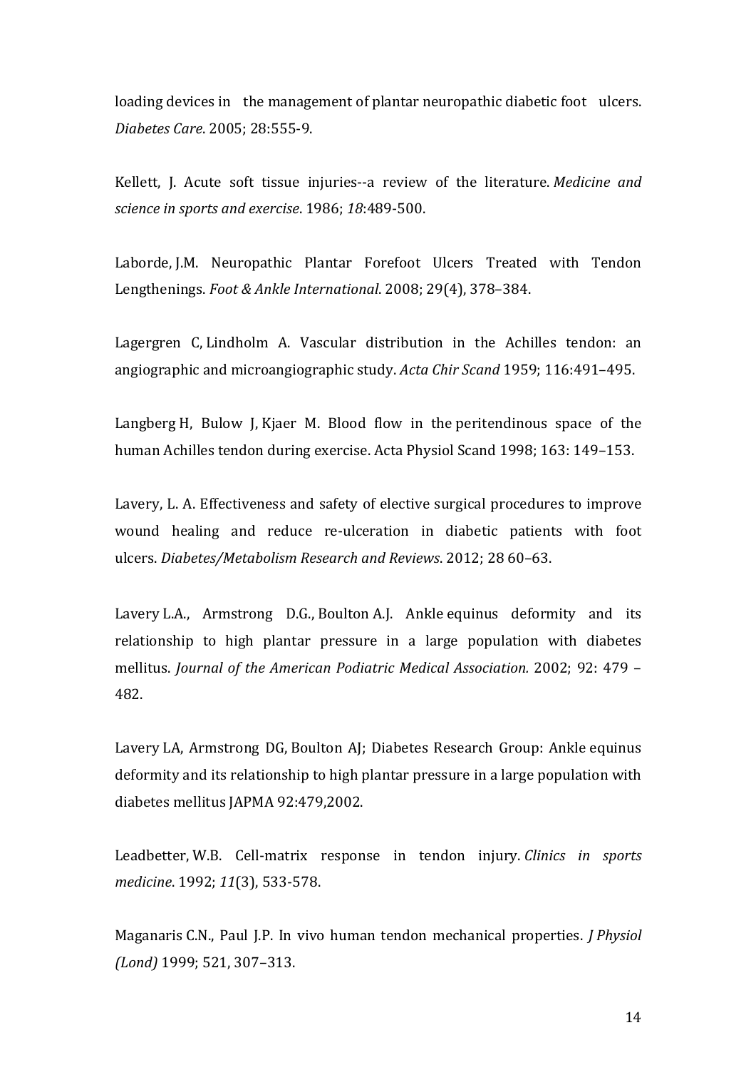loading devices in the management of plantar neuropathic diabetic foot ulcers. *Diabetes Care*. 2005; 28:555-9.

Kellett, J. Acute soft tissue injuries--a review of the literature. *Medicine and science in sports and exercise*. 1986; *18*:489-500.

Laborde, J.M. Neuropathic Plantar Forefoot Ulcers Treated with Tendon Lengthenings. *Foot & Ankle International*. 2008; 29(4), 378–384.

Lagergren C, Lindholm A. Vascular distribution in the Achilles tendon: an angiographic and microangiographic study. *Acta Chir Scand* 1959; 116:491–495.

Langberg H, Bulow J, Kjaer M. Blood flow in the peritendinous space of the human Achilles tendon during exercise. Acta Physiol Scand 1998; 163: 149–153.

Lavery, L. A. Effectiveness and safety of elective surgical procedures to improve wound healing and reduce re-ulceration in diabetic patients with foot ulcers. *Diabetes/Metabolism Research and Reviews*. 2012; 28 60–63.

Lavery L.A., Armstrong D.G., Boulton A.J. Ankle equinus deformity and its relationship to high plantar pressure in a large population with diabetes mellitus. *Journal of the American Podiatric Medical Association.* 2002; 92: 479 – 482.

Lavery LA, Armstrong DG, Boulton AJ; Diabetes Research Group: Ankle equinus deformity and its relationship to high plantar pressure in a large population with diabetes mellitus JAPMA 92:479,2002.

Leadbetter, W.B. Cell-matrix response in tendon injury. *Clinics in sports medicine*. 1992; *11*(3), 533-578.

Maganaris C.N., Paul J.P. In vivo human tendon mechanical properties. *J Physiol (Lond)* 1999; 521, 307–313.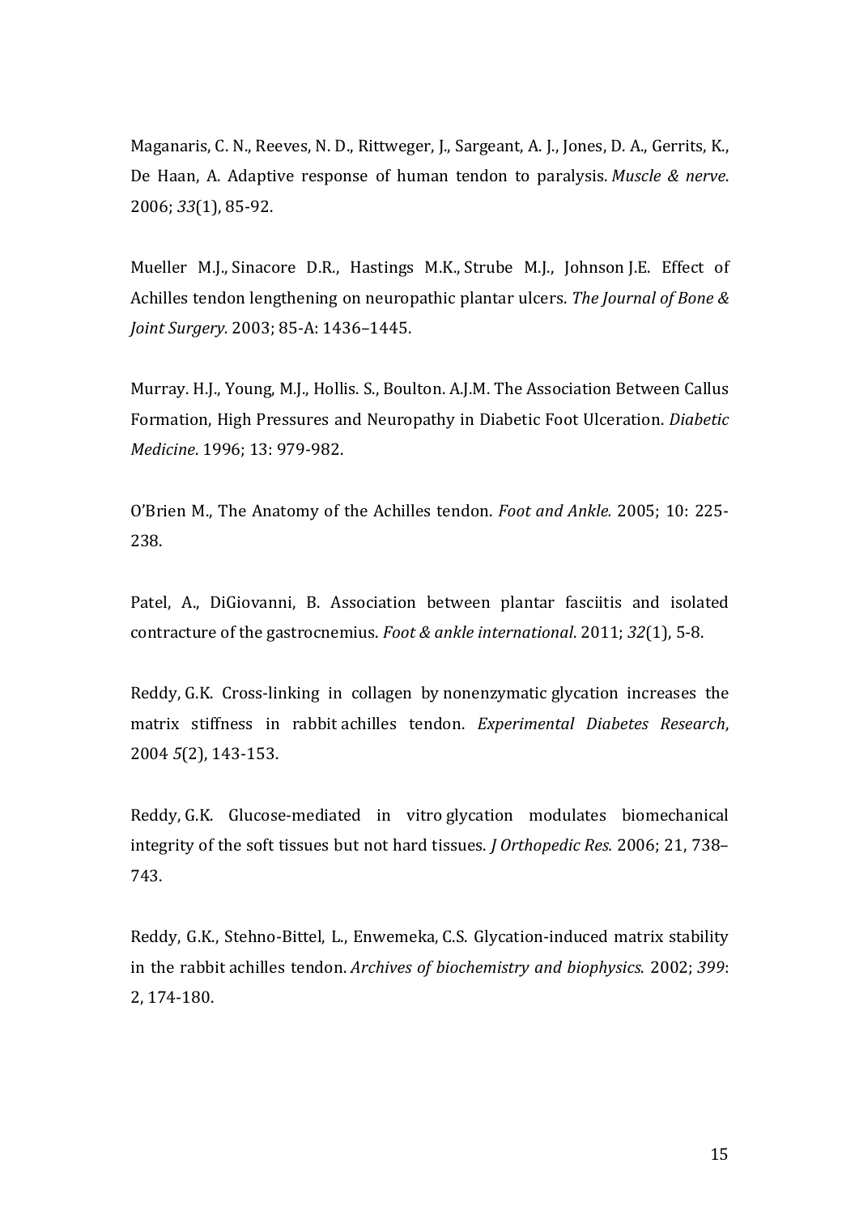Maganaris, C. N., Reeves, N. D., Rittweger, J., Sargeant, A. J., Jones, D. A., Gerrits, K., De Haan, A. Adaptive response of human tendon to paralysis. *Muscle & nerve*. 2006; *33*(1), 85-92.

Mueller M.J., Sinacore D.R., Hastings M.K., Strube M.J., Johnson J.E. Effect of Achilles tendon lengthening on neuropathic plantar ulcers. *The Journal of Bone & Joint Surgery.* 2003; 85-A: 1436–1445.

Murray. H.J., Young, M.J., Hollis. S., Boulton. A.J.M. The Association Between Callus Formation, High Pressures and Neuropathy in Diabetic Foot Ulceration. *Diabetic Medicine*. 1996; 13: 979-982.

O'Brien M., The Anatomy of the Achilles tendon. *Foot and Ankle.* 2005; 10: 225-238.

Patel, A., DiGiovanni, B. Association between plantar fasciitis and isolated contracture of the gastrocnemius. *Foot & ankle international*. 2011; *32*(1), 5-8.

Reddy, G.K. Cross-linking in collagen by nonenzymatic glycation increases the matrix stiffness in rabbit achilles tendon. *Experimental Diabetes Research*, 2004 *5*(2), 143-153.

Reddy, G.K. Glucose-mediated in vitro glycation modulates biomechanical integrity of the soft tissues but not hard tissues. *J Orthopedic Res.* 2006; 21, 738–743.

Reddy, G.K., Stehno-Bittel, L., Enwemeka, C.S. Glycation-induced matrix stability in the rabbit achilles tendon. *Archives of biochemistry and biophysics.* 2002; *399*: 2, 174-180.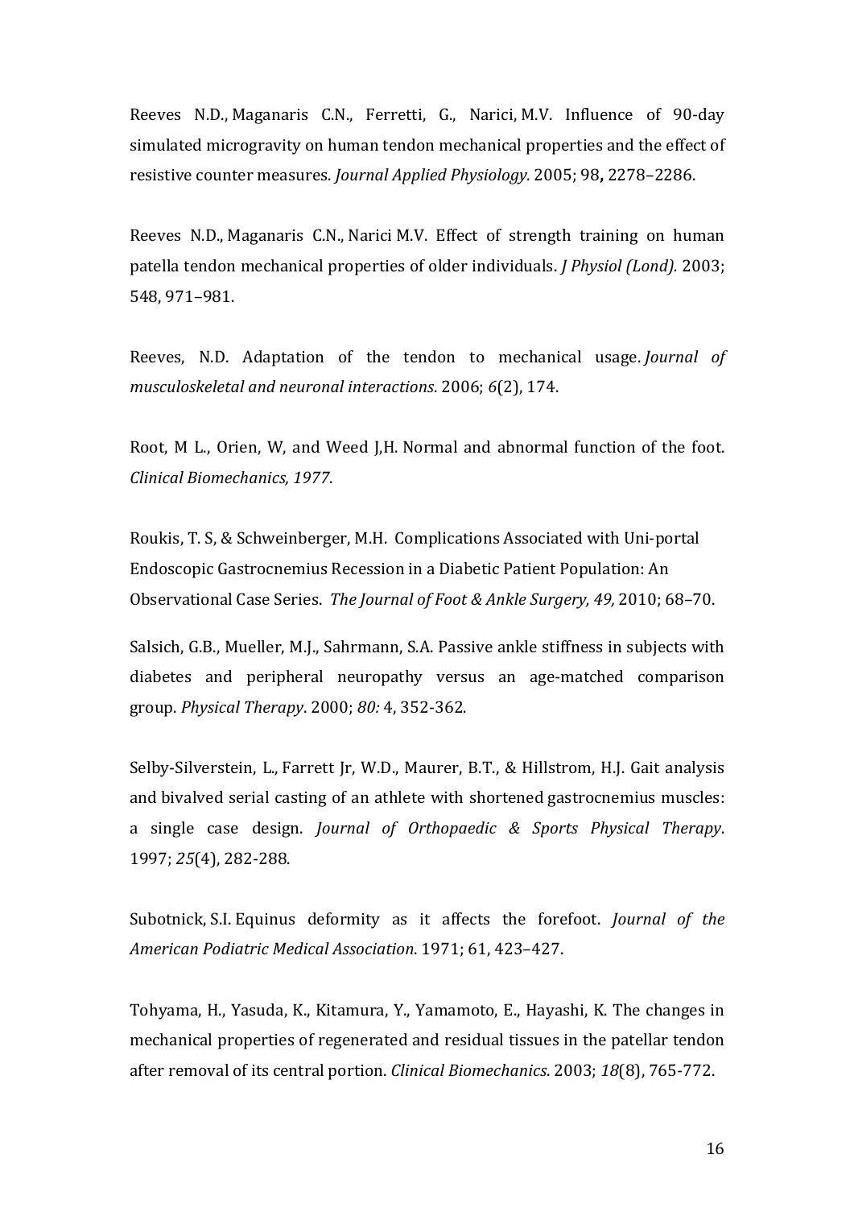Reeves N.D., Maganaris C.N., Ferretti, G., Narici, M.V. Influence of 90-day simulated microgravity on human tendon mechanical properties and the effect of resistive counter measures. *Journal Applied Physiology.* 2005; 98**,** 2278–2286.

Reeves N.D., Maganaris C.N., Narici M.V. Effect of strength training on human patella tendon mechanical properties of older individuals. *J Physiol (Lond).* 2003; 548, 971–981.

Reeves, N.D. Adaptation of the tendon to mechanical usage. *Journal of musculoskeletal and neuronal interactions*. 2006; *6*(2), 174.

Root, M L., Orien, W, and Weed J,H. Normal and abnormal function of the foot. *Clinical Biomechanics, 1977*.

Roukis, T. S, & Schweinberger, M.H. Complications Associated with Uni-portal Endoscopic Gastrocnemius Recession in a Diabetic Patient Population: An Observational Case Series. *The Journal of Foot & Ankle Surgery, 49,* 2010; 68–70.

Salsich, G.B., Mueller, M.J., Sahrmann, S.A. Passive ankle stiffness in subjects with diabetes and peripheral neuropathy versus an age-matched comparison group. *Physical Therapy*. 2000; *80:* 4, 352-362.

Selby-Silverstein, L., Farrett Jr, W.D., Maurer, B.T., & Hillstrom, H.J. Gait analysis and bivalved serial casting of an athlete with shortened gastrocnemius muscles: a single case design. *Journal of Orthopaedic & Sports Physical Therapy*. 1997; *25*(4), 282-288.

Subotnick, S.I. Equinus deformity as it affects the forefoot. *Journal of the American Podiatric Medical Association*. 1971; 61, 423–427.

Tohyama, H., Yasuda, K., Kitamura, Y., Yamamoto, E., Hayashi, K. The changes in mechanical properties of regenerated and residual tissues in the patellar tendon after removal of its central portion. *Clinical Biomechanics*. 2003; *18*(8), 765-772.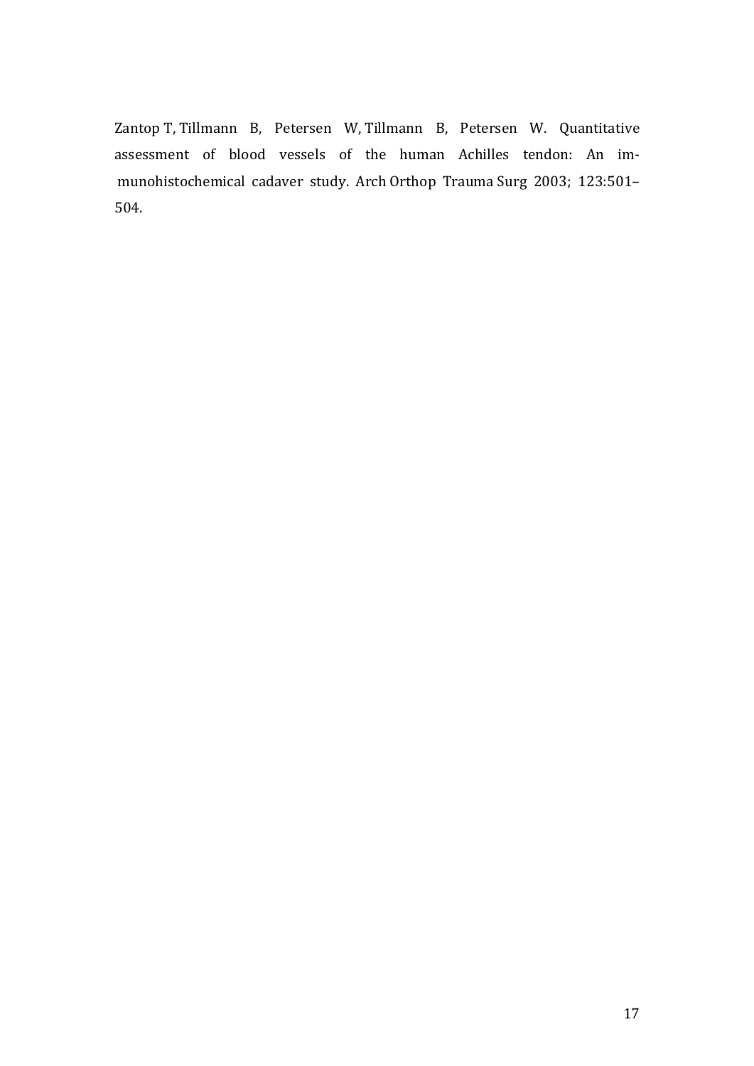Zantop T, Tillmann B, Petersen W, Tillmann B, Petersen W. Quantitative assessment of blood vessels of the human Achilles tendon: An immunohistochemical cadaver study. Arch Orthop Trauma Surg 2003; 123:501–504.